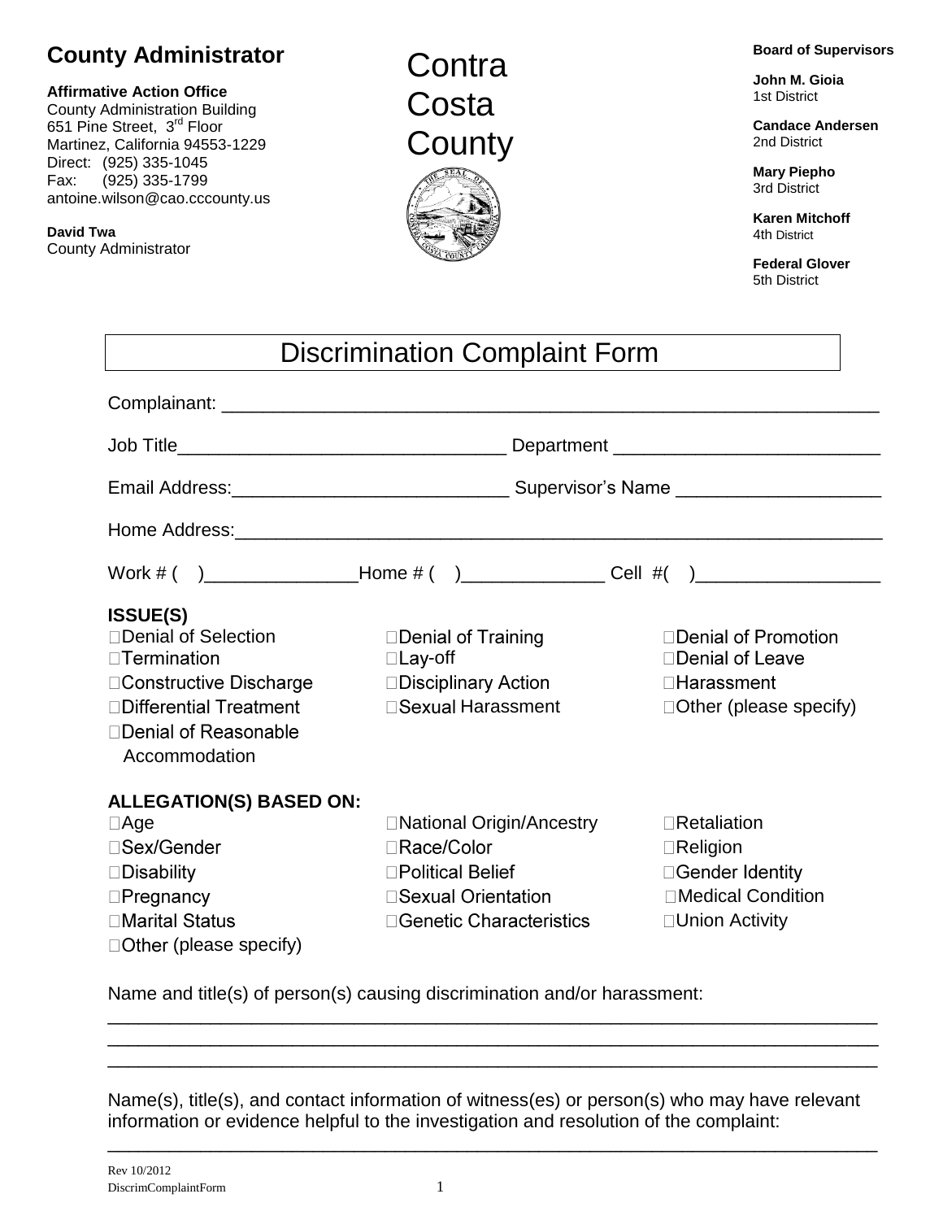**County Administrator**

**Affirmative Action Office**
County Administration Building
651 Pine Street, 3rd Floor
Martinez, California 94553-1229
Direct: (925) 335-1045
Fax: (925) 335-1799
antoine.wilson@cao.cccounty.us

**David Twa**
County Administrator

# Contra Costa County

**Board of Supervisors**

**John M. Gioia**
1st District

**Candace Andersen**
2nd District

**Mary Piepho**
3rd District

**Karen Mitchoff**
4th District

**Federal Glover**
5th District

## Discrimination Complaint Form

Complainant: ______________________________________________________________

Job Title_______________________________ Department _________________________

Email Address:__________________________ Supervisor's Name ___________________

Home Address:___________________________________________________________

Work # (   )_______________Home # (   )______________ Cell #(   )_________________

**ISSUE(S)**

- ☐Denial of Selection
- ☐Denial of Training
- ☐Denial of Promotion
- ☐Termination
- ☐Lay-off
- ☐Denial of Leave
- ☐Constructive Discharge
- ☐Disciplinary Action
- ☐Harassment
- ☐Differential Treatment
- ☐Sexual Harassment
- ☐Other (please specify)
- ☐Denial of Reasonable Accommodation

**ALLEGATION(S) BASED ON:**

- ☐Age
- ☐National Origin/Ancestry
- ☐Retaliation
- ☐Sex/Gender
- ☐Race/Color
- ☐Religion
- ☐Disability
- ☐Political Belief
- ☐Gender Identity
- ☐Pregnancy
- ☐Sexual Orientation
- ☐Medical Condition
- ☐Marital Status
- ☐Genetic Characteristics
- ☐Union Activity
- ☐Other (please specify)

Name and title(s) of person(s) causing discrimination and/or harassment:

__________________________________________________________________________

__________________________________________________________________________

__________________________________________________________________________

Name(s), title(s), and contact information of witness(es) or person(s) who may have relevant information or evidence helpful to the investigation and resolution of the complaint:

__________________________________________________________________________

Rev 10/2012
DiscrimComplaintForm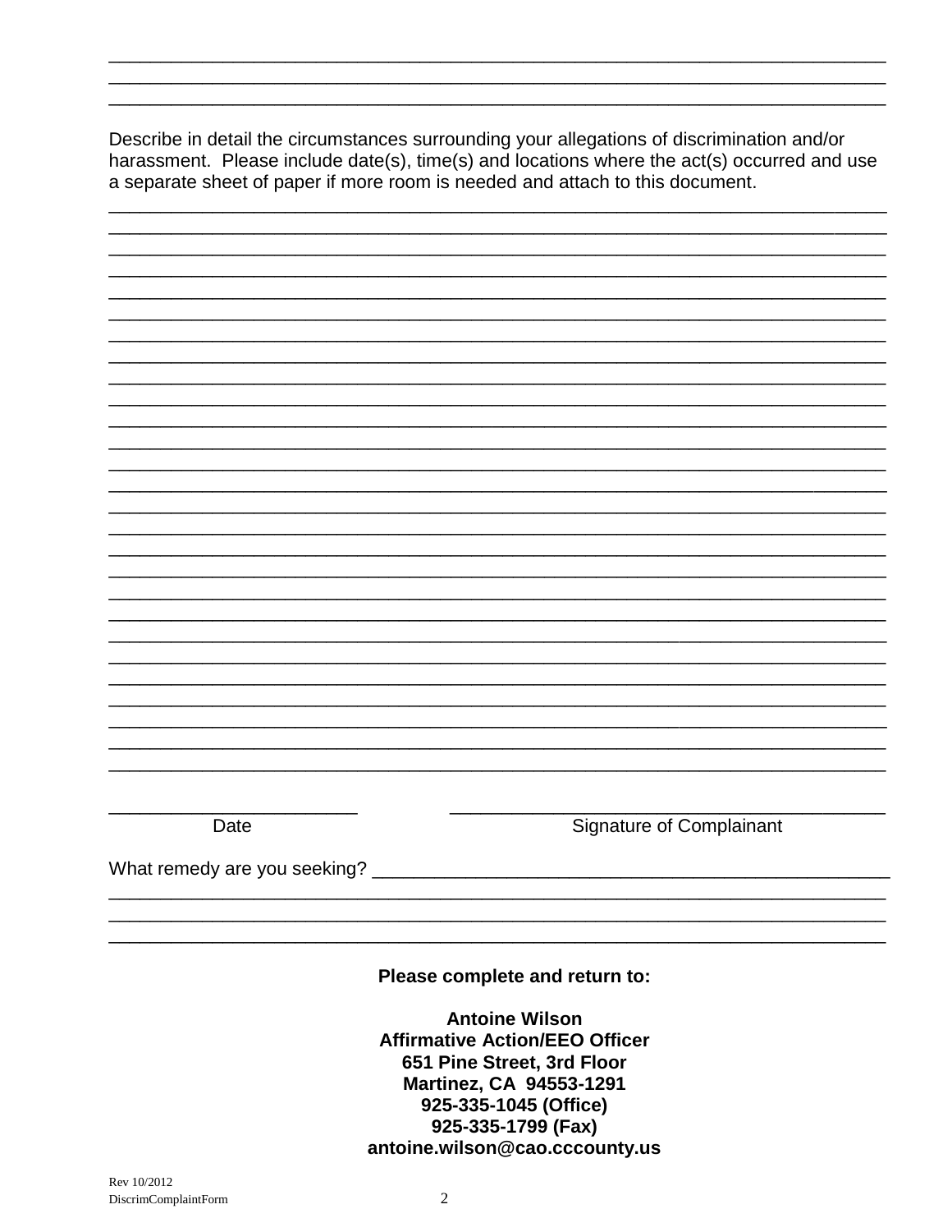\_\_\_\_\_\_\_\_\_\_\_\_\_\_\_\_\_\_\_\_\_\_\_\_\_\_\_\_\_\_\_\_\_\_\_\_\_\_\_\_\_\_\_\_\_\_\_\_\_\_\_\_\_\_\_\_\_\_\_\_\_\_\_\_\_\_\_\_\_\_\_\_\_\_
\_\_\_\_\_\_\_\_\_\_\_\_\_\_\_\_\_\_\_\_\_\_\_\_\_\_\_\_\_\_\_\_\_\_\_\_\_\_\_\_\_\_\_\_\_\_\_\_\_\_\_\_\_\_\_\_\_\_\_\_\_\_\_\_\_\_\_\_\_\_\_\_\_\_
\_\_\_\_\_\_\_\_\_\_\_\_\_\_\_\_\_\_\_\_\_\_\_\_\_\_\_\_\_\_\_\_\_\_\_\_\_\_\_\_\_\_\_\_\_\_\_\_\_\_\_\_\_\_\_\_\_\_\_\_\_\_\_\_\_\_\_\_\_\_\_\_\_\_

Describe in detail the circumstances surrounding your allegations of discrimination and/or harassment. Please include date(s), time(s) and locations where the act(s) occurred and use a separate sheet of paper if more room is needed and attach to this document.

\_\_\_\_\_\_\_\_\_\_\_\_\_\_\_\_\_\_\_\_\_\_\_\_\_\_\_\_\_\_\_\_\_\_\_\_\_\_\_\_\_\_\_\_\_\_\_\_\_\_\_\_\_\_\_\_\_\_\_\_\_\_\_\_\_\_\_\_\_\_\_\_\_\_
\_\_\_\_\_\_\_\_\_\_\_\_\_\_\_\_\_\_\_\_\_\_\_\_\_\_\_\_\_\_\_\_\_\_\_\_\_\_\_\_\_\_\_\_\_\_\_\_\_\_\_\_\_\_\_\_\_\_\_\_\_\_\_\_\_\_\_\_\_\_\_\_\_\_
\_\_\_\_\_\_\_\_\_\_\_\_\_\_\_\_\_\_\_\_\_\_\_\_\_\_\_\_\_\_\_\_\_\_\_\_\_\_\_\_\_\_\_\_\_\_\_\_\_\_\_\_\_\_\_\_\_\_\_\_\_\_\_\_\_\_\_\_\_\_\_\_\_\_
\_\_\_\_\_\_\_\_\_\_\_\_\_\_\_\_\_\_\_\_\_\_\_\_\_\_\_\_\_\_\_\_\_\_\_\_\_\_\_\_\_\_\_\_\_\_\_\_\_\_\_\_\_\_\_\_\_\_\_\_\_\_\_\_\_\_\_\_\_\_\_\_\_\_
\_\_\_\_\_\_\_\_\_\_\_\_\_\_\_\_\_\_\_\_\_\_\_\_\_\_\_\_\_\_\_\_\_\_\_\_\_\_\_\_\_\_\_\_\_\_\_\_\_\_\_\_\_\_\_\_\_\_\_\_\_\_\_\_\_\_\_\_\_\_\_\_\_\_
\_\_\_\_\_\_\_\_\_\_\_\_\_\_\_\_\_\_\_\_\_\_\_\_\_\_\_\_\_\_\_\_\_\_\_\_\_\_\_\_\_\_\_\_\_\_\_\_\_\_\_\_\_\_\_\_\_\_\_\_\_\_\_\_\_\_\_\_\_\_\_\_\_\_
\_\_\_\_\_\_\_\_\_\_\_\_\_\_\_\_\_\_\_\_\_\_\_\_\_\_\_\_\_\_\_\_\_\_\_\_\_\_\_\_\_\_\_\_\_\_\_\_\_\_\_\_\_\_\_\_\_\_\_\_\_\_\_\_\_\_\_\_\_\_\_\_\_\_
\_\_\_\_\_\_\_\_\_\_\_\_\_\_\_\_\_\_\_\_\_\_\_\_\_\_\_\_\_\_\_\_\_\_\_\_\_\_\_\_\_\_\_\_\_\_\_\_\_\_\_\_\_\_\_\_\_\_\_\_\_\_\_\_\_\_\_\_\_\_\_\_\_\_
\_\_\_\_\_\_\_\_\_\_\_\_\_\_\_\_\_\_\_\_\_\_\_\_\_\_\_\_\_\_\_\_\_\_\_\_\_\_\_\_\_\_\_\_\_\_\_\_\_\_\_\_\_\_\_\_\_\_\_\_\_\_\_\_\_\_\_\_\_\_\_\_\_\_
\_\_\_\_\_\_\_\_\_\_\_\_\_\_\_\_\_\_\_\_\_\_\_\_\_\_\_\_\_\_\_\_\_\_\_\_\_\_\_\_\_\_\_\_\_\_\_\_\_\_\_\_\_\_\_\_\_\_\_\_\_\_\_\_\_\_\_\_\_\_\_\_\_\_
\_\_\_\_\_\_\_\_\_\_\_\_\_\_\_\_\_\_\_\_\_\_\_\_\_\_\_\_\_\_\_\_\_\_\_\_\_\_\_\_\_\_\_\_\_\_\_\_\_\_\_\_\_\_\_\_\_\_\_\_\_\_\_\_\_\_\_\_\_\_\_\_\_\_
\_\_\_\_\_\_\_\_\_\_\_\_\_\_\_\_\_\_\_\_\_\_\_\_\_\_\_\_\_\_\_\_\_\_\_\_\_\_\_\_\_\_\_\_\_\_\_\_\_\_\_\_\_\_\_\_\_\_\_\_\_\_\_\_\_\_\_\_\_\_\_\_\_\_
\_\_\_\_\_\_\_\_\_\_\_\_\_\_\_\_\_\_\_\_\_\_\_\_\_\_\_\_\_\_\_\_\_\_\_\_\_\_\_\_\_\_\_\_\_\_\_\_\_\_\_\_\_\_\_\_\_\_\_\_\_\_\_\_\_\_\_\_\_\_\_\_\_\_
\_\_\_\_\_\_\_\_\_\_\_\_\_\_\_\_\_\_\_\_\_\_\_\_\_\_\_\_\_\_\_\_\_\_\_\_\_\_\_\_\_\_\_\_\_\_\_\_\_\_\_\_\_\_\_\_\_\_\_\_\_\_\_\_\_\_\_\_\_\_\_\_\_\_
\_\_\_\_\_\_\_\_\_\_\_\_\_\_\_\_\_\_\_\_\_\_\_\_\_\_\_\_\_\_\_\_\_\_\_\_\_\_\_\_\_\_\_\_\_\_\_\_\_\_\_\_\_\_\_\_\_\_\_\_\_\_\_\_\_\_\_\_\_\_\_\_\_\_
\_\_\_\_\_\_\_\_\_\_\_\_\_\_\_\_\_\_\_\_\_\_\_\_\_\_\_\_\_\_\_\_\_\_\_\_\_\_\_\_\_\_\_\_\_\_\_\_\_\_\_\_\_\_\_\_\_\_\_\_\_\_\_\_\_\_\_\_\_\_\_\_\_\_
\_\_\_\_\_\_\_\_\_\_\_\_\_\_\_\_\_\_\_\_\_\_\_\_\_\_\_\_\_\_\_\_\_\_\_\_\_\_\_\_\_\_\_\_\_\_\_\_\_\_\_\_\_\_\_\_\_\_\_\_\_\_\_\_\_\_\_\_\_\_\_\_\_\_
\_\_\_\_\_\_\_\_\_\_\_\_\_\_\_\_\_\_\_\_\_\_\_\_\_\_\_\_\_\_\_\_\_\_\_\_\_\_\_\_\_\_\_\_\_\_\_\_\_\_\_\_\_\_\_\_\_\_\_\_\_\_\_\_\_\_\_\_\_\_\_\_\_\_
\_\_\_\_\_\_\_\_\_\_\_\_\_\_\_\_\_\_\_\_\_\_\_\_\_\_\_\_\_\_\_\_\_\_\_\_\_\_\_\_\_\_\_\_\_\_\_\_\_\_\_\_\_\_\_\_\_\_\_\_\_\_\_\_\_\_\_\_\_\_\_\_\_\_
\_\_\_\_\_\_\_\_\_\_\_\_\_\_\_\_\_\_\_\_\_\_\_\_\_\_\_\_\_\_\_\_\_\_\_\_\_\_\_\_\_\_\_\_\_\_\_\_\_\_\_\_\_\_\_\_\_\_\_\_\_\_\_\_\_\_\_\_\_\_\_\_\_\_
\_\_\_\_\_\_\_\_\_\_\_\_\_\_\_\_\_\_\_\_\_\_\_\_\_\_\_\_\_\_\_\_\_\_\_\_\_\_\_\_\_\_\_\_\_\_\_\_\_\_\_\_\_\_\_\_\_\_\_\_\_\_\_\_\_\_\_\_\_\_\_\_\_\_
\_\_\_\_\_\_\_\_\_\_\_\_\_\_\_\_\_\_\_\_\_\_\_\_\_\_\_\_\_\_\_\_\_\_\_\_\_\_\_\_\_\_\_\_\_\_\_\_\_\_\_\_\_\_\_\_\_\_\_\_\_\_\_\_\_\_\_\_\_\_\_\_\_\_
\_\_\_\_\_\_\_\_\_\_\_\_\_\_\_\_\_\_\_\_\_\_\_\_\_\_\_\_\_\_\_\_\_\_\_\_\_\_\_\_\_\_\_\_\_\_\_\_\_\_\_\_\_\_\_\_\_\_\_\_\_\_\_\_\_\_\_\_\_\_\_\_\_\_
\_\_\_\_\_\_\_\_\_\_\_\_\_\_\_\_\_\_\_\_\_\_\_\_\_\_\_\_\_\_\_\_\_\_\_\_\_\_\_\_\_\_\_\_\_\_\_\_\_\_\_\_\_\_\_\_\_\_\_\_\_\_\_\_\_\_\_\_\_\_\_\_\_\_
\_\_\_\_\_\_\_\_\_\_\_\_\_\_\_\_\_\_\_\_\_\_\_\_\_\_\_\_\_\_\_\_\_\_\_\_\_\_\_\_\_\_\_\_\_\_\_\_\_\_\_\_\_\_\_\_\_\_\_\_\_\_\_\_\_\_\_\_\_\_\_\_\_\_
\_\_\_\_\_\_\_\_\_\_\_\_\_\_\_\_\_\_\_\_\_\_\_\_\_\_\_\_\_\_\_\_\_\_\_\_\_\_\_\_\_\_\_\_\_\_\_\_\_\_\_\_\_\_\_\_\_\_\_\_\_\_\_\_\_\_\_\_\_\_\_\_\_\_
\_\_\_\_\_\_\_\_\_\_\_\_\_\_\_\_\_\_\_\_\_\_\_\_\_\_\_\_\_\_\_\_\_\_\_\_\_\_\_\_\_\_\_\_\_\_\_\_\_\_\_\_\_\_\_\_\_\_\_\_\_\_\_\_\_\_\_\_\_\_\_\_\_\_
\_\_\_\_\_\_\_\_\_\_\_\_\_\_\_\_\_\_\_\_\_\_\_\_\_\_\_\_\_\_\_\_\_\_\_\_\_\_\_\_\_\_\_\_\_\_\_\_\_\_\_\_\_\_\_\_\_\_\_\_\_\_\_\_\_\_\_\_\_\_\_\_\_\_
\_\_\_\_\_\_\_\_\_\_\_\_\_\_\_\_\_\_\_\_\_\_\_\_\_\_\_\_\_\_\_\_\_\_\_\_\_\_\_\_\_\_\_\_\_\_\_\_\_\_\_\_\_\_\_\_\_\_\_\_\_\_\_\_\_\_\_\_\_\_\_\_\_\_
\_\_\_\_\_\_\_\_\_\_\_\_\_\_\_\_\_\_\_\_\_\_\_\_\_\_\_\_\_\_\_\_\_\_\_\_\_\_\_\_\_\_\_\_\_\_\_\_\_\_\_\_\_\_\_\_\_\_\_\_\_\_\_\_\_\_\_\_\_\_\_\_\_\_

\_\_\_\_\_\_\_\_\_\_\_\_\_\_\_\_\_\_\_\_\_\_\_\_ \_\_\_\_\_\_\_\_\_\_\_\_\_\_\_\_\_\_\_\_\_\_\_\_\_\_\_\_\_\_\_\_\_\_\_\_\_\_\_\_\_\_
Date Signature of Complainant

What remedy are you seeking? \_\_\_\_\_\_\_\_\_\_\_\_\_\_\_\_\_\_\_\_\_\_\_\_\_\_\_\_\_\_\_\_\_\_\_\_\_\_\_\_\_\_\_\_\_\_\_\_\_\_\_
\_\_\_\_\_\_\_\_\_\_\_\_\_\_\_\_\_\_\_\_\_\_\_\_\_\_\_\_\_\_\_\_\_\_\_\_\_\_\_\_\_\_\_\_\_\_\_\_\_\_\_\_\_\_\_\_\_\_\_\_\_\_\_\_\_\_\_\_\_\_\_\_\_\_
\_\_\_\_\_\_\_\_\_\_\_\_\_\_\_\_\_\_\_\_\_\_\_\_\_\_\_\_\_\_\_\_\_\_\_\_\_\_\_\_\_\_\_\_\_\_\_\_\_\_\_\_\_\_\_\_\_\_\_\_\_\_\_\_\_\_\_\_\_\_\_\_\_\_
\_\_\_\_\_\_\_\_\_\_\_\_\_\_\_\_\_\_\_\_\_\_\_\_\_\_\_\_\_\_\_\_\_\_\_\_\_\_\_\_\_\_\_\_\_\_\_\_\_\_\_\_\_\_\_\_\_\_\_\_\_\_\_\_\_\_\_\_\_\_\_\_\_\_

**Please complete and return to:**

**Antoine Wilson**
**Affirmative Action/EEO Officer**
**651 Pine Street, 3rd Floor**
**Martinez, CA 94553-1291**
**925-335-1045 (Office)**
**925-335-1799 (Fax)**
**antoine.wilson@cao.cccounty.us**

Rev 10/2012
DiscrimComplaintForm